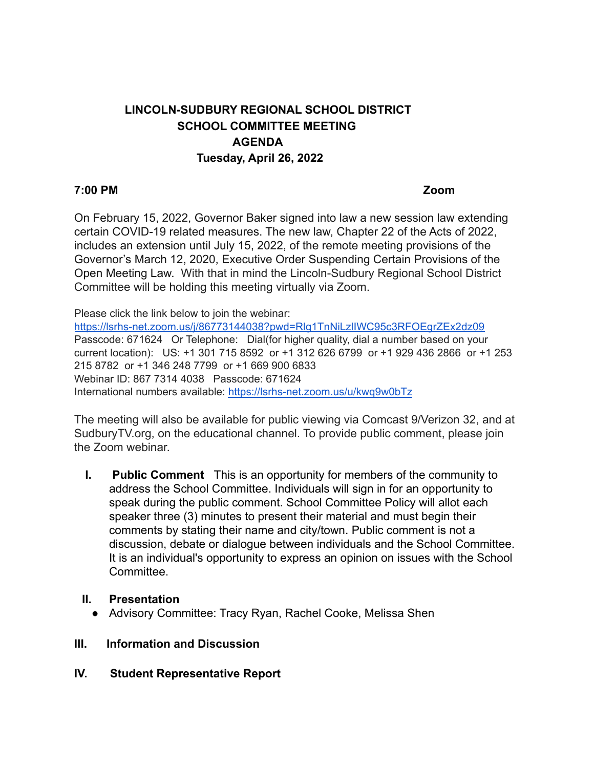# LINCOLN-SUDBURY REGIONAL SCHOOL DISTRICT
## SCHOOL COMMITTEE MEETING
## AGENDA
## Tuesday, April 26, 2022

**7:00 PM** **Zoom**

On February 15, 2022, Governor Baker signed into law a new session law extending certain COVID-19 related measures. The new law, Chapter 22 of the Acts of 2022, includes an extension until July 15, 2022, of the remote meeting provisions of the Governor's March 12, 2020, Executive Order Suspending Certain Provisions of the Open Meeting Law. With that in mind the Lincoln-Sudbury Regional School District Committee will be holding this meeting virtually via Zoom.

Please click the link below to join the webinar:
https://lsrhs-net.zoom.us/j/86773144038?pwd=Rlg1TnNiLzlIWC95c3RFOEgrZEx2dz09
Passcode: 671624 Or Telephone: Dial(for higher quality, dial a number based on your current location): US: +1 301 715 8592 or +1 312 626 6799 or +1 929 436 2866 or +1 253 215 8782 or +1 346 248 7799 or +1 669 900 6833
Webinar ID: 867 7314 4038 Passcode: 671624
International numbers available: https://lsrhs-net.zoom.us/u/kwq9w0bTz

The meeting will also be available for public viewing via Comcast 9/Verizon 32, and at SudburyTV.org, on the educational channel. To provide public comment, please join the Zoom webinar.

I. **Public Comment** This is an opportunity for members of the community to address the School Committee. Individuals will sign in for an opportunity to speak during the public comment. School Committee Policy will allot each speaker three (3) minutes to present their material and must begin their comments by stating their name and city/town. Public comment is not a discussion, debate or dialogue between individuals and the School Committee. It is an individual's opportunity to express an opinion on issues with the School Committee.

II. **Presentation**
- Advisory Committee: Tracy Ryan, Rachel Cooke, Melissa Shen

III. **Information and Discussion**

IV. **Student Representative Report**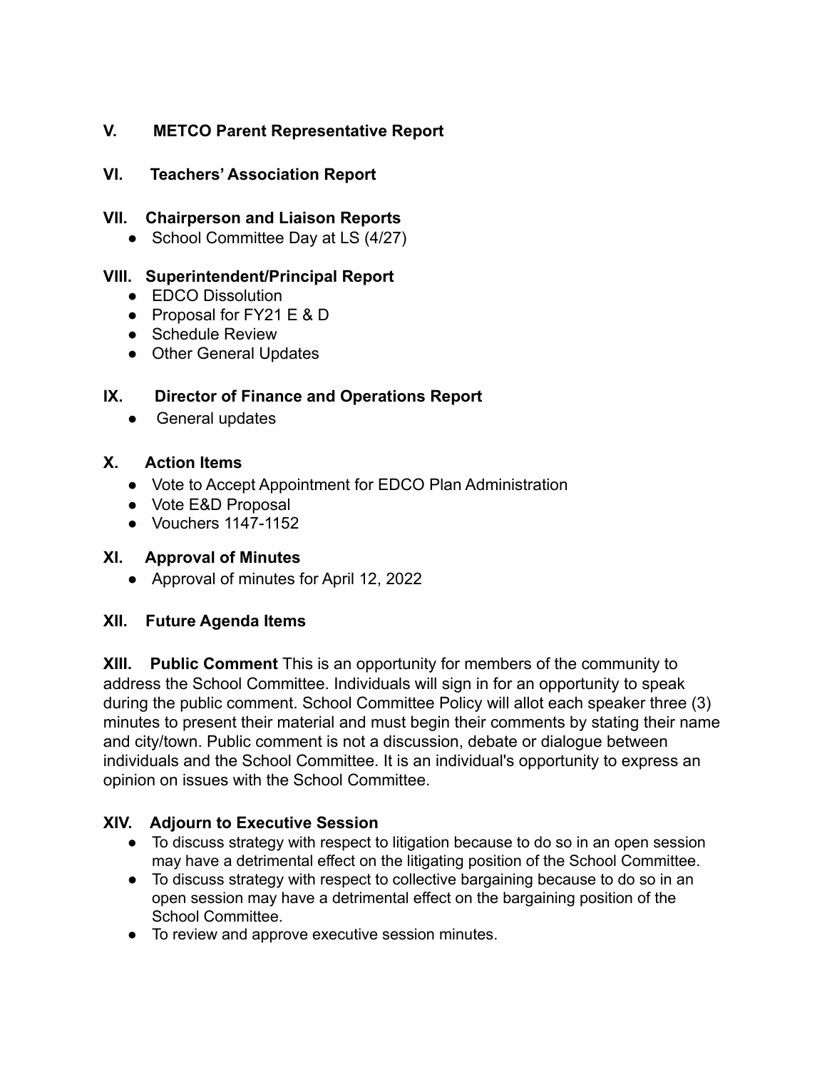## V. METCO Parent Representative Report

## VI. Teachers' Association Report

## VII. Chairperson and Liaison Reports

- School Committee Day at LS (4/27)

## VIII. Superintendent/Principal Report

- EDCO Dissolution
- Proposal for FY21 E & D
- Schedule Review
- Other General Updates

## IX. Director of Finance and Operations Report

- General updates

## X. Action Items

- Vote to Accept Appointment for EDCO Plan Administration
- Vote E&D Proposal
- Vouchers 1147-1152

## XI. Approval of Minutes

- Approval of minutes for April 12, 2022

## XII. Future Agenda Items

**XIII. Public Comment** This is an opportunity for members of the community to address the School Committee. Individuals will sign in for an opportunity to speak during the public comment. School Committee Policy will allot each speaker three (3) minutes to present their material and must begin their comments by stating their name and city/town. Public comment is not a discussion, debate or dialogue between individuals and the School Committee. It is an individual's opportunity to express an opinion on issues with the School Committee.

## XIV. Adjourn to Executive Session

- To discuss strategy with respect to litigation because to do so in an open session may have a detrimental effect on the litigating position of the School Committee.
- To discuss strategy with respect to collective bargaining because to do so in an open session may have a detrimental effect on the bargaining position of the School Committee.
- To review and approve executive session minutes.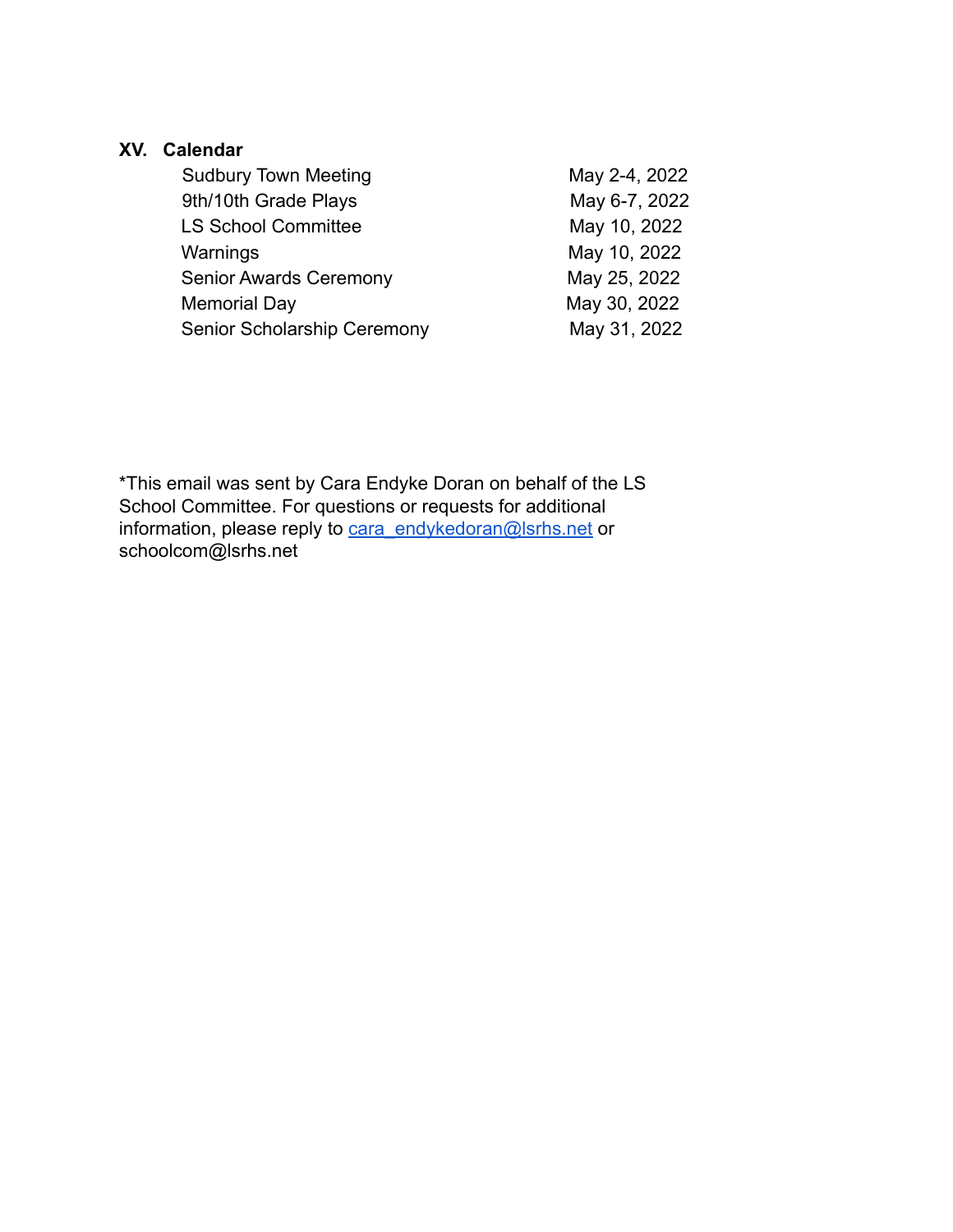## XV. Calendar

| | |
|---|---|
| Sudbury Town Meeting | May 2-4, 2022 |
| 9th/10th Grade Plays | May 6-7, 2022 |
| LS School Committee | May 10, 2022 |
| Warnings | May 10, 2022 |
| Senior Awards Ceremony | May 25, 2022 |
| Memorial Day | May 30, 2022 |
| Senior Scholarship Ceremony | May 31, 2022 |

*This email was sent by Cara Endyke Doran on behalf of the LS School Committee. For questions or requests for additional information, please reply to cara_endykedoran@lsrhs.net or schoolcom@lsrhs.net